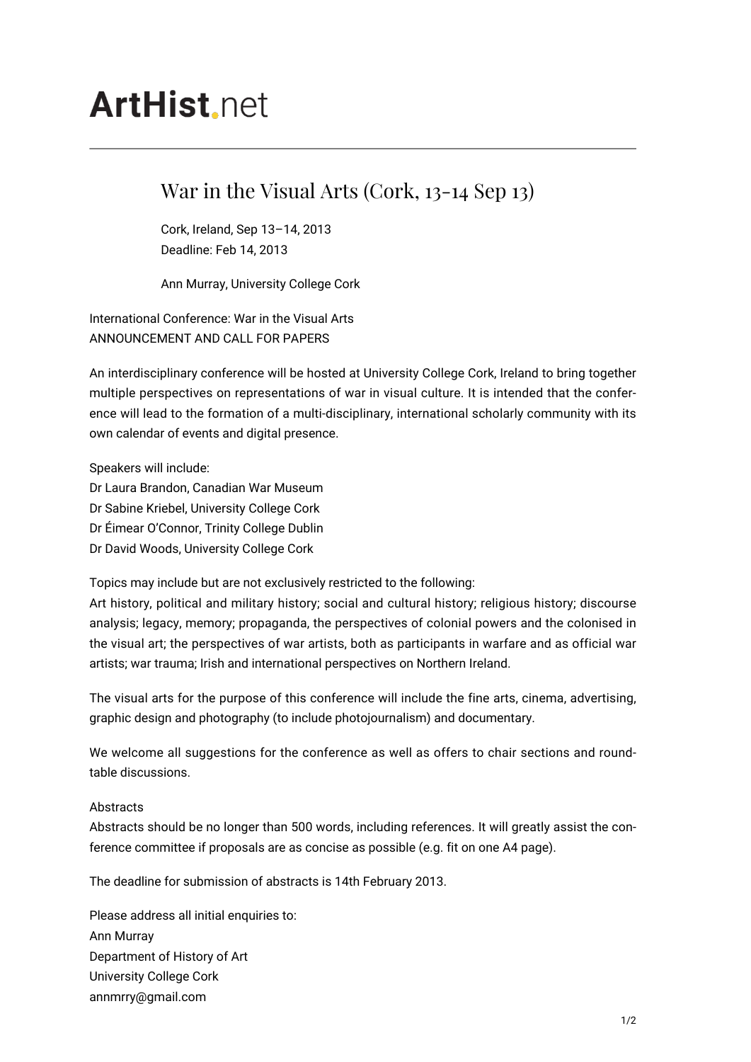# ArtHist.net

## War in the Visual Arts (Cork, 13-14 Sep 13)

Cork, Ireland, Sep 13–14, 2013
Deadline: Feb 14, 2013

Ann Murray, University College Cork

International Conference: War in the Visual Arts
ANNOUNCEMENT AND CALL FOR PAPERS

An interdisciplinary conference will be hosted at University College Cork, Ireland to bring together multiple perspectives on representations of war in visual culture. It is intended that the conference will lead to the formation of a multi-disciplinary, international scholarly community with its own calendar of events and digital presence.

Speakers will include:
Dr Laura Brandon, Canadian War Museum
Dr Sabine Kriebel, University College Cork
Dr Éimear O'Connor, Trinity College Dublin
Dr David Woods, University College Cork

Topics may include but are not exclusively restricted to the following:
Art history, political and military history; social and cultural history; religious history; discourse analysis; legacy, memory; propaganda, the perspectives of colonial powers and the colonised in the visual art; the perspectives of war artists, both as participants in warfare and as official war artists; war trauma; Irish and international perspectives on Northern Ireland.

The visual arts for the purpose of this conference will include the fine arts, cinema, advertising, graphic design and photography (to include photojournalism) and documentary.

We welcome all suggestions for the conference as well as offers to chair sections and round-table discussions.

Abstracts
Abstracts should be no longer than 500 words, including references. It will greatly assist the conference committee if proposals are as concise as possible (e.g. fit on one A4 page).

The deadline for submission of abstracts is 14th February 2013.

Please address all initial enquiries to:
Ann Murray
Department of History of Art
University College Cork
annmrry@gmail.com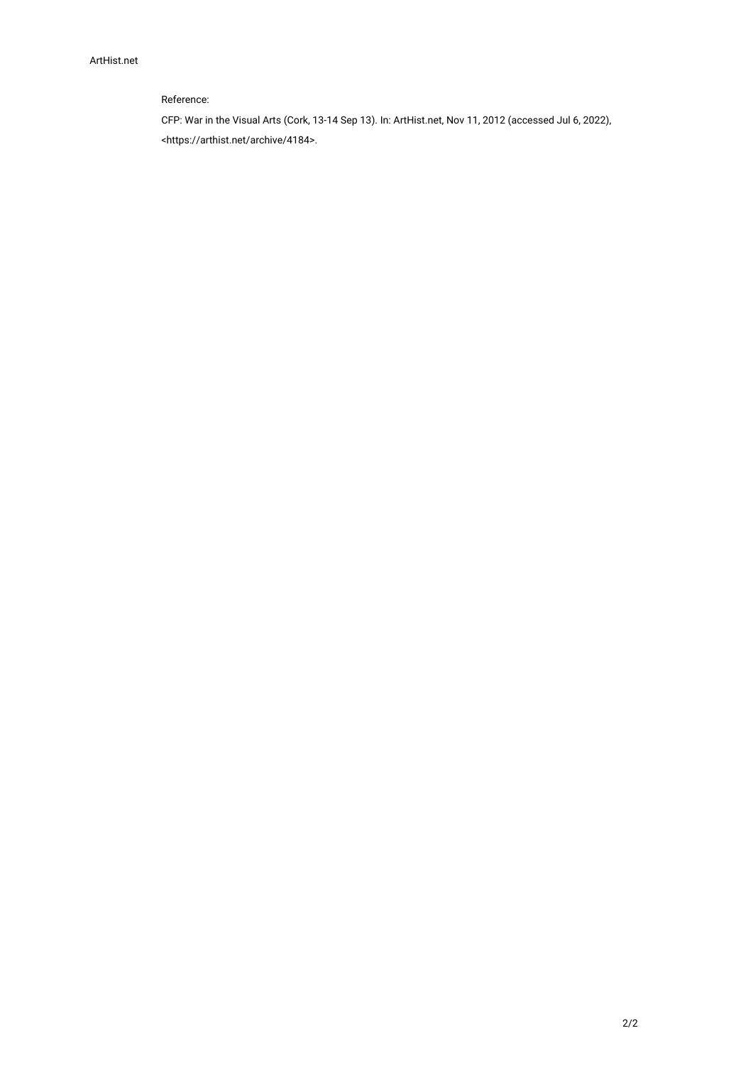Reference:

CFP: War in the Visual Arts (Cork, 13-14 Sep 13). In: ArtHist.net, Nov 11, 2012 (accessed Jul 6, 2022), <https://arthist.net/archive/4184>.